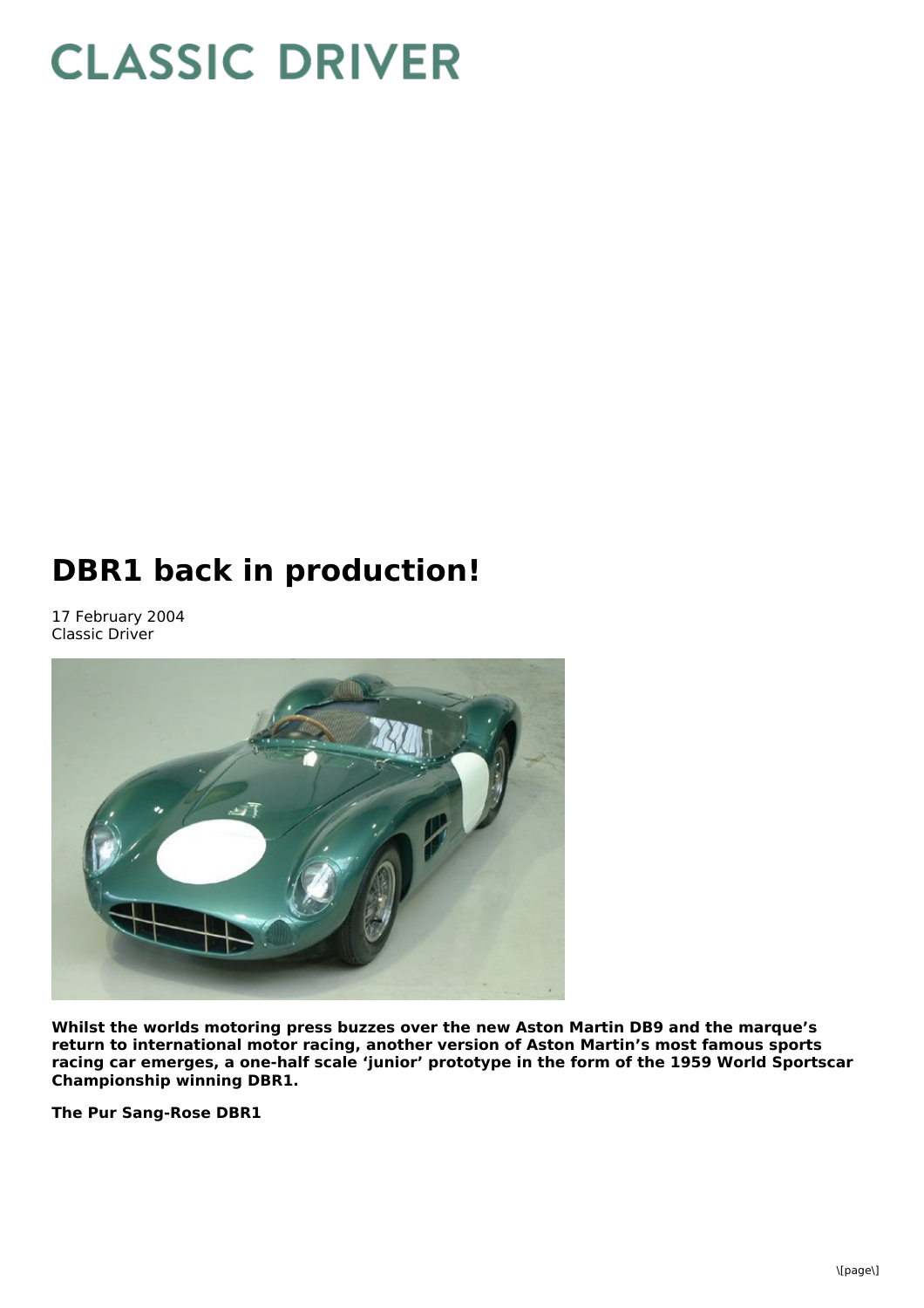# DBR1 back in production!

17 February 2004
Classic Driver

**Whilst the worlds motoring press buzzes over the new Aston Martin DB9 and the marque's return to international motor racing, another version of Aston Martin's most famous sports racing car emerges, a one-half scale 'junior' prototype in the form of the 1959 World Sportscar Championship winning DBR1.**

**The Pur Sang-Rose DBR1**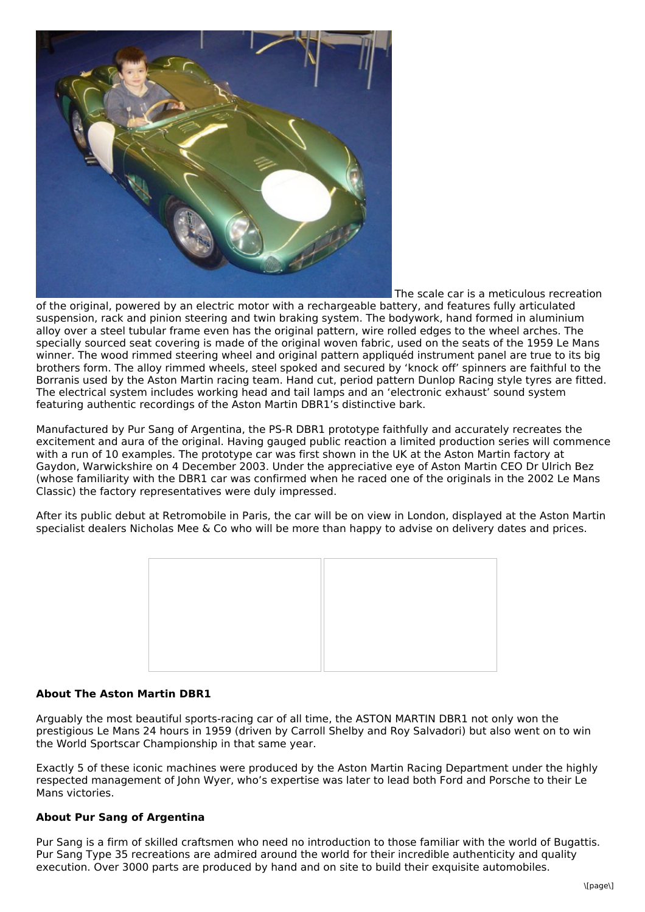The scale car is a meticulous recreation of the original, powered by an electric motor with a rechargeable battery, and features fully articulated suspension, rack and pinion steering and twin braking system. The bodywork, hand formed in aluminium alloy over a steel tubular frame even has the original pattern, wire rolled edges to the wheel arches. The specially sourced seat covering is made of the original woven fabric, used on the seats of the 1959 Le Mans winner. The wood rimmed steering wheel and original pattern appliquéd instrument panel are true to its big brothers form. The alloy rimmed wheels, steel spoked and secured by 'knock off' spinners are faithful to the Borranis used by the Aston Martin racing team. Hand cut, period pattern Dunlop Racing style tyres are fitted. The electrical system includes working head and tail lamps and an 'electronic exhaust' sound system featuring authentic recordings of the Aston Martin DBR1's distinctive bark.

Manufactured by Pur Sang of Argentina, the PS-R DBR1 prototype faithfully and accurately recreates the excitement and aura of the original. Having gauged public reaction a limited production series will commence with a run of 10 examples. The prototype car was first shown in the UK at the Aston Martin factory at Gaydon, Warwickshire on 4 December 2003. Under the appreciative eye of Aston Martin CEO Dr Ulrich Bez (whose familiarity with the DBR1 car was confirmed when he raced one of the originals in the 2002 Le Mans Classic) the factory representatives were duly impressed.

After its public debut at Retromobile in Paris, the car will be on view in London, displayed at the Aston Martin specialist dealers Nicholas Mee & Co who will be more than happy to advise on delivery dates and prices.

**About The Aston Martin DBR1**

Arguably the most beautiful sports-racing car of all time, the ASTON MARTIN DBR1 not only won the prestigious Le Mans 24 hours in 1959 (driven by Carroll Shelby and Roy Salvadori) but also went on to win the World Sportscar Championship in that same year.

Exactly 5 of these iconic machines were produced by the Aston Martin Racing Department under the highly respected management of John Wyer, who's expertise was later to lead both Ford and Porsche to their Le Mans victories.

**About Pur Sang of Argentina**

Pur Sang is a firm of skilled craftsmen who need no introduction to those familiar with the world of Bugattis. Pur Sang Type 35 recreations are admired around the world for their incredible authenticity and quality execution. Over 3000 parts are produced by hand and on site to build their exquisite automobiles.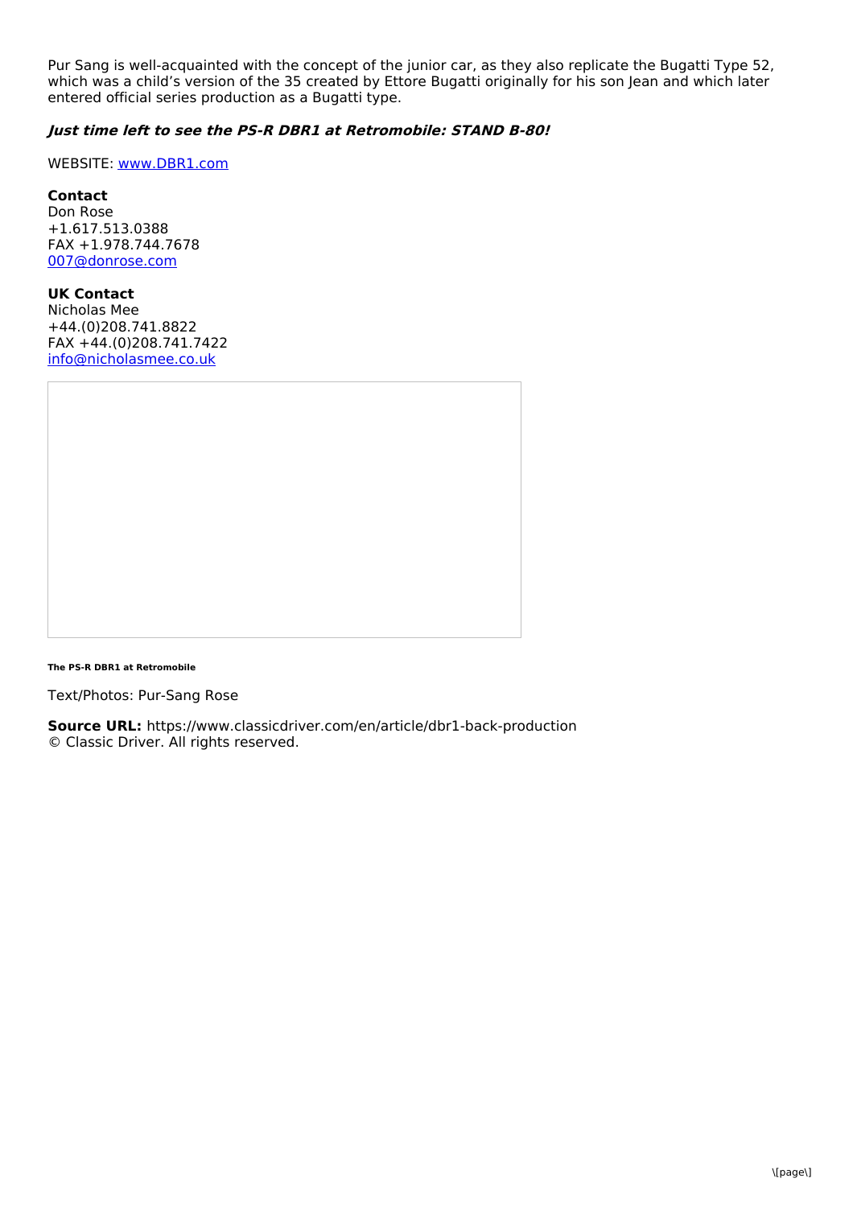Pur Sang is well-acquainted with the concept of the junior car, as they also replicate the Bugatti Type 52, which was a child's version of the 35 created by Ettore Bugatti originally for his son Jean and which later entered official series production as a Bugatti type.

***Just time left to see the PS-R DBR1 at Retromobile: STAND B-80!***

WEBSITE: www.DBR1.com

**Contact**
Don Rose
+1.617.513.0388
FAX +1.978.744.7678
007@donrose.com

**UK Contact**
Nicholas Mee
+44.(0)208.741.8822
FAX +44.(0)208.741.7422
info@nicholasmee.co.uk

**The PS-R DBR1 at Retromobile**

Text/Photos: Pur-Sang Rose

**Source URL:** https://www.classicdriver.com/en/article/dbr1-back-production
© Classic Driver. All rights reserved.